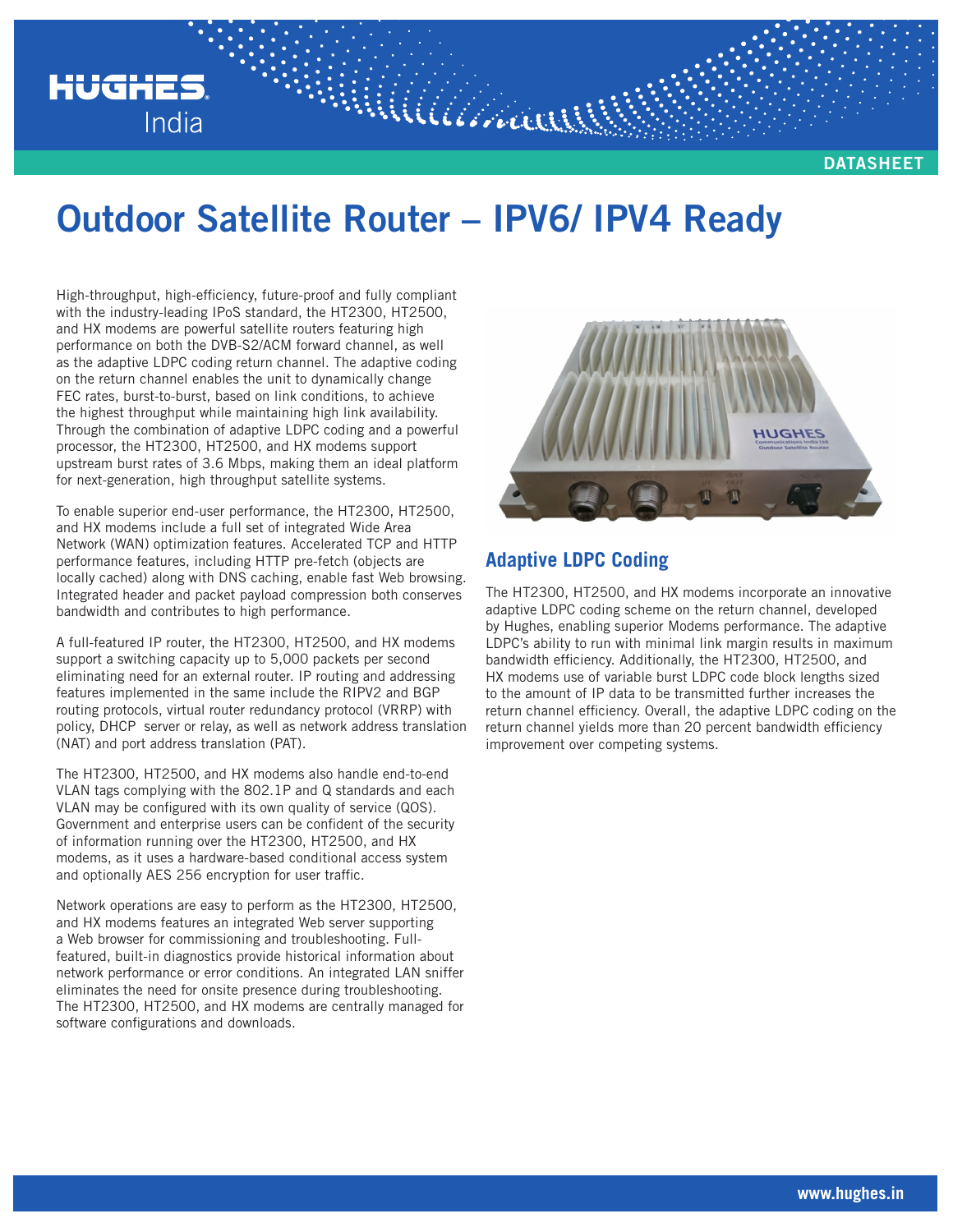# Outdoor Satellite Router – IPV6/ IPV4 Ready

High-throughput, high-efficiency, future-proof and fully compliant with the industry-leading IPoS standard, the HT2300, HT2500, and HX modems are powerful satellite routers featuring high performance on both the DVB-S2/ACM forward channel, as well as the adaptive LDPC coding return channel. The adaptive coding on the return channel enables the unit to dynamically change FEC rates, burst-to-burst, based on link conditions, to achieve the highest throughput while maintaining high link availability. Through the combination of adaptive LDPC coding and a powerful processor, the HT2300, HT2500, and HX modems support upstream burst rates of 3.6 Mbps, making them an ideal platform for next-generation, high throughput satellite systems.

To enable superior end-user performance, the HT2300, HT2500, and HX modems include a full set of integrated Wide Area Network (WAN) optimization features. Accelerated TCP and HTTP performance features, including HTTP pre-fetch (objects are locally cached) along with DNS caching, enable fast Web browsing. Integrated header and packet payload compression both conserves bandwidth and contributes to high performance.

A full-featured IP router, the HT2300, HT2500, and HX modems support a switching capacity up to 5,000 packets per second eliminating need for an external router. IP routing and addressing features implemented in the same include the RIPV2 and BGP routing protocols, virtual router redundancy protocol (VRRP) with policy, DHCP server or relay, as well as network address translation (NAT) and port address translation (PAT).

The HT2300, HT2500, and HX modems also handle end-to-end VLAN tags complying with the 802.1P and Q standards and each VLAN may be configured with its own quality of service (QOS). Government and enterprise users can be confident of the security of information running over the HT2300, HT2500, and HX modems, as it uses a hardware-based conditional access system and optionally AES 256 encryption for user traffic.

Network operations are easy to perform as the HT2300, HT2500, and HX modems features an integrated Web server supporting a Web browser for commissioning and troubleshooting. Full-featured, built-in diagnostics provide historical information about network performance or error conditions. An integrated LAN sniffer eliminates the need for onsite presence during troubleshooting. The HT2300, HT2500, and HX modems are centrally managed for software configurations and downloads.

## Adaptive LDPC Coding

The HT2300, HT2500, and HX modems incorporate an innovative adaptive LDPC coding scheme on the return channel, developed by Hughes, enabling superior Modems performance. The adaptive LDPC's ability to run with minimal link margin results in maximum bandwidth efficiency. Additionally, the HT2300, HT2500, and HX modems use of variable burst LDPC code block lengths sized to the amount of IP data to be transmitted further increases the return channel efficiency. Overall, the adaptive LDPC coding on the return channel yields more than 20 percent bandwidth efficiency improvement over competing systems.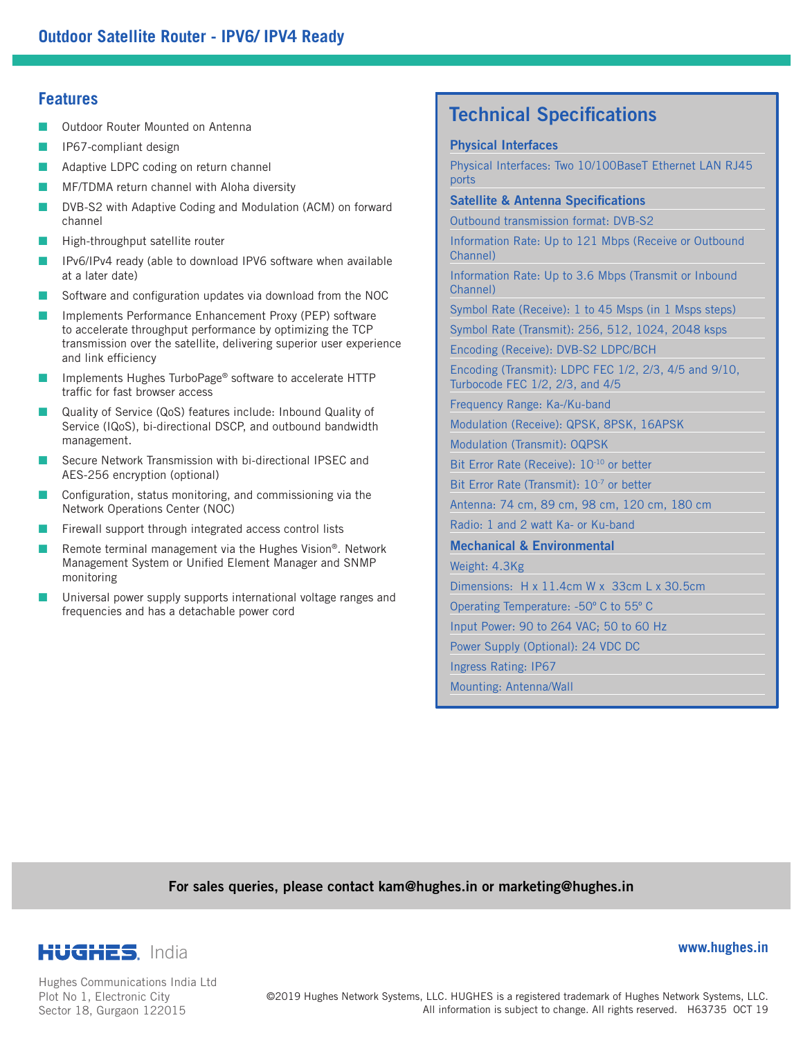# Outdoor Satellite Router - IPV6/ IPV4 Ready

## Features

- Outdoor Router Mounted on Antenna
- IP67-compliant design
- Adaptive LDPC coding on return channel
- MF/TDMA return channel with Aloha diversity
- DVB-S2 with Adaptive Coding and Modulation (ACM) on forward channel
- High-throughput satellite router
- IPv6/IPv4 ready (able to download IPV6 software when available at a later date)
- Software and configuration updates via download from the NOC
- Implements Performance Enhancement Proxy (PEP) software to accelerate throughput performance by optimizing the TCP transmission over the satellite, delivering superior user experience and link efficiency
- Implements Hughes TurboPage® software to accelerate HTTP traffic for fast browser access
- Quality of Service (QoS) features include: Inbound Quality of Service (IQoS), bi-directional DSCP, and outbound bandwidth management.
- Secure Network Transmission with bi-directional IPSEC and AES-256 encryption (optional)
- Configuration, status monitoring, and commissioning via the Network Operations Center (NOC)
- Firewall support through integrated access control lists
- Remote terminal management via the Hughes Vision®. Network Management System or Unified Element Manager and SNMP monitoring
- Universal power supply supports international voltage ranges and frequencies and has a detachable power cord

## Technical Specifications

### Physical Interfaces

Physical Interfaces: Two 10/100BaseT Ethernet LAN RJ45 ports

### Satellite & Antenna Specifications

Outbound transmission format: DVB-S2

Information Rate: Up to 121 Mbps (Receive or Outbound Channel)

Information Rate: Up to 3.6 Mbps (Transmit or Inbound Channel)

Symbol Rate (Receive): 1 to 45 Msps (in 1 Msps steps)

Symbol Rate (Transmit): 256, 512, 1024, 2048 ksps

Encoding (Receive): DVB-S2 LDPC/BCH

Encoding (Transmit): LDPC FEC 1/2, 2/3, 4/5 and 9/10, Turbocode FEC 1/2, 2/3, and 4/5

Frequency Range: Ka-/Ku-band

Modulation (Receive): QPSK, 8PSK, 16APSK

Modulation (Transmit): OQPSK

Bit Error Rate (Receive): $10^{-10}$ or better

Bit Error Rate (Transmit): $10^{-7}$ or better

Antenna: 74 cm, 89 cm, 98 cm, 120 cm, 180 cm

Radio: 1 and 2 watt Ka- or Ku-band

### Mechanical & Environmental

Weight: 4.3Kg

Dimensions: H x 11.4cm W x 33cm L x 30.5cm

Operating Temperature: -50º C to 55º C

Input Power: 90 to 264 VAC; 50 to 60 Hz

Power Supply (Optional): 24 VDC DC

Ingress Rating: IP67

Mounting: Antenna/Wall

**For sales queries, please contact kam@hughes.in or marketing@hughes.in**

HUGHES India

www.hughes.in

Hughes Communications India Ltd
Plot No 1, Electronic City
Sector 18, Gurgaon 122015

©2019 Hughes Network Systems, LLC. HUGHES is a registered trademark of Hughes Network Systems, LLC. All information is subject to change. All rights reserved. H63735 OCT 19